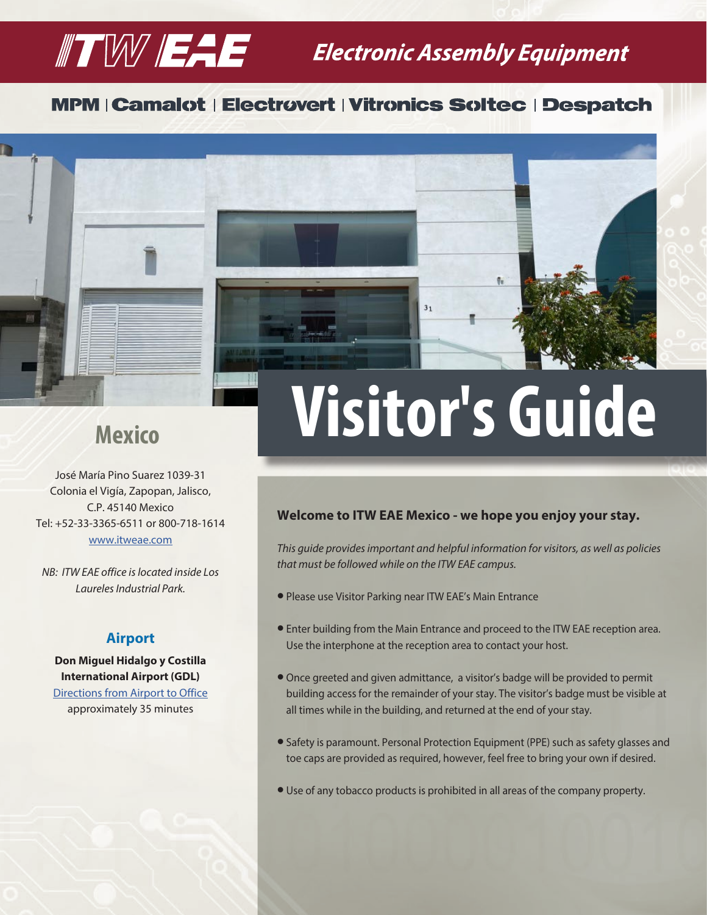# ITW EAE Electronic Assembly Equipment

MPM | Camalot | Electrovert | Vitronics Soltec | Despatch

# Visitor's Guide

## Mexico

José María Pino Suarez 1039-31
Colonia el Vigía, Zapopan, Jalisco,
C.P. 45140 Mexico
Tel: +52-33-3365-6511 or 800-718-1614
www.itweae.com

*NB: ITW EAE office is located inside Los Laureles Industrial Park.*

### Airport

**Don Miguel Hidalgo y Costilla International Airport (GDL)**
Directions from Airport to Office
approximately 35 minutes

**Welcome to ITW EAE Mexico - we hope you enjoy your stay.**

*This guide provides important and helpful information for visitors, as well as policies that must be followed while on the ITW EAE campus.*

- Please use Visitor Parking near ITW EAE's Main Entrance
- Enter building from the Main Entrance and proceed to the ITW EAE reception area. Use the interphone at the reception area to contact your host.
- Once greeted and given admittance, a visitor's badge will be provided to permit building access for the remainder of your stay. The visitor's badge must be visible at all times while in the building, and returned at the end of your stay.
- Safety is paramount. Personal Protection Equipment (PPE) such as safety glasses and toe caps are provided as required, however, feel free to bring your own if desired.
- Use of any tobacco products is prohibited in all areas of the company property.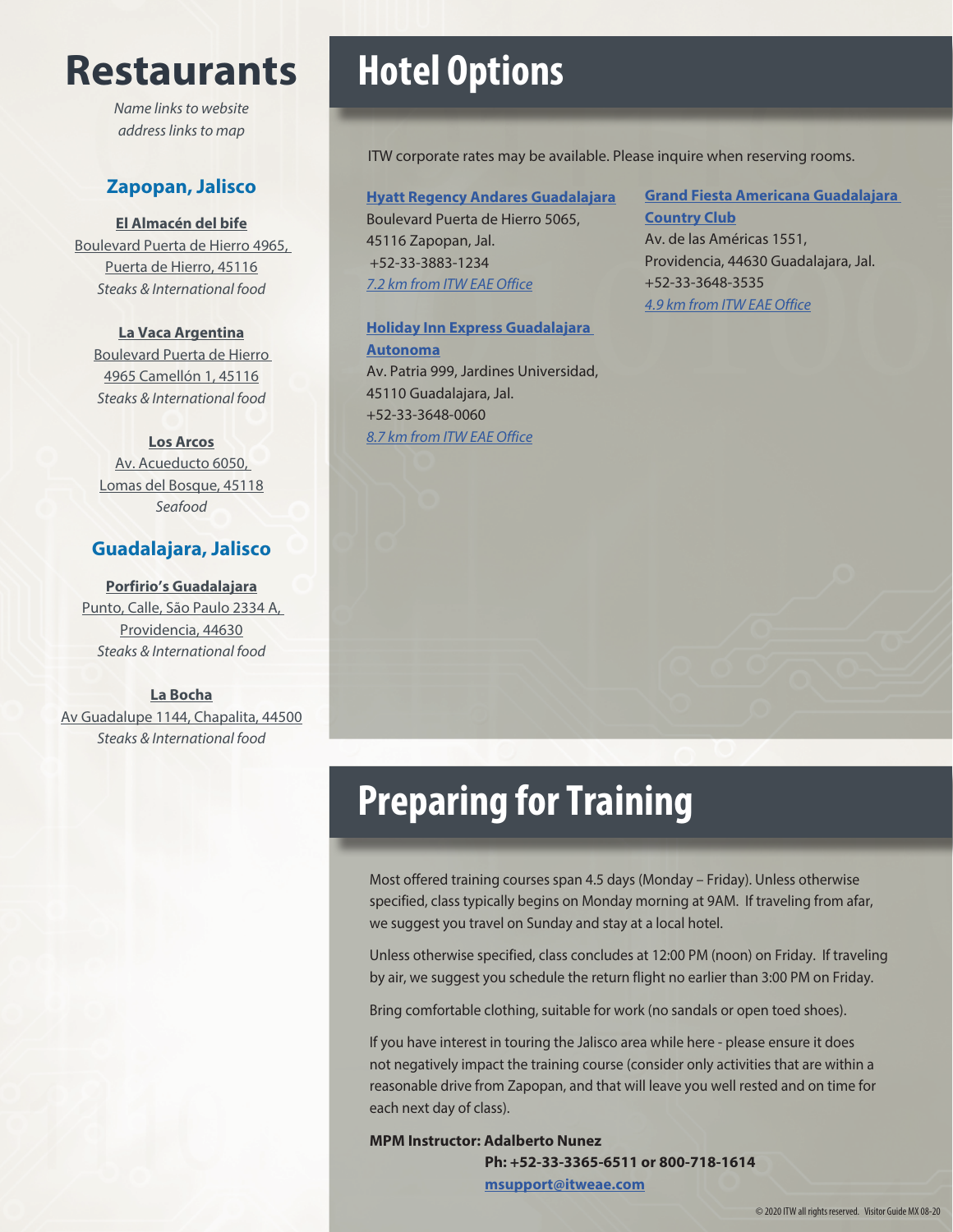# Restaurants

*Name links to website*
*address links to map*

## Zapopan, Jalisco

**El Almacén del bife**
Boulevard Puerta de Hierro 4965, Puerta de Hierro, 45116
*Steaks & International food*

**La Vaca Argentina**
Boulevard Puerta de Hierro 4965 Camellón 1, 45116
*Steaks & International food*

**Los Arcos**
Av. Acueducto 6050, Lomas del Bosque, 45118
*Seafood*

## Guadalajara, Jalisco

**Porfirio's Guadalajara**
Punto, Calle, São Paulo 2334 A, Providencia, 44630
*Steaks & International food*

**La Bocha**
Av Guadalupe 1144, Chapalita, 44500
*Steaks & International food*

# Hotel Options

ITW corporate rates may be available. Please inquire when reserving rooms.

**Hyatt Regency Andares Guadalajara**
Boulevard Puerta de Hierro 5065, 45116 Zapopan, Jal.
+52-33-3883-1234
*7.2 km from ITW EAE Office*

**Holiday Inn Express Guadalajara Autonoma**
Av. Patria 999, Jardines Universidad, 45110 Guadalajara, Jal.
+52-33-3648-0060
*8.7 km from ITW EAE Office*

**Grand Fiesta Americana Guadalajara Country Club**
Av. de las Américas 1551, Providencia, 44630 Guadalajara, Jal.
+52-33-3648-3535
*4.9 km from ITW EAE Office*

# Preparing for Training

Most offered training courses span 4.5 days (Monday – Friday). Unless otherwise specified, class typically begins on Monday morning at 9AM. If traveling from afar, we suggest you travel on Sunday and stay at a local hotel.

Unless otherwise specified, class concludes at 12:00 PM (noon) on Friday. If traveling by air, we suggest you schedule the return flight no earlier than 3:00 PM on Friday.

Bring comfortable clothing, suitable for work (no sandals or open toed shoes).

If you have interest in touring the Jalisco area while here - please ensure it does not negatively impact the training course (consider only activities that are within a reasonable drive from Zapopan, and that will leave you well rested and on time for each next day of class).

**MPM Instructor: Adalberto Nunez**
**Ph: +52-33-3365-6511 or 800-718-1614**
**msupport@itweae.com**

© 2020 ITW all rights reserved. Visitor Guide MX 08-20